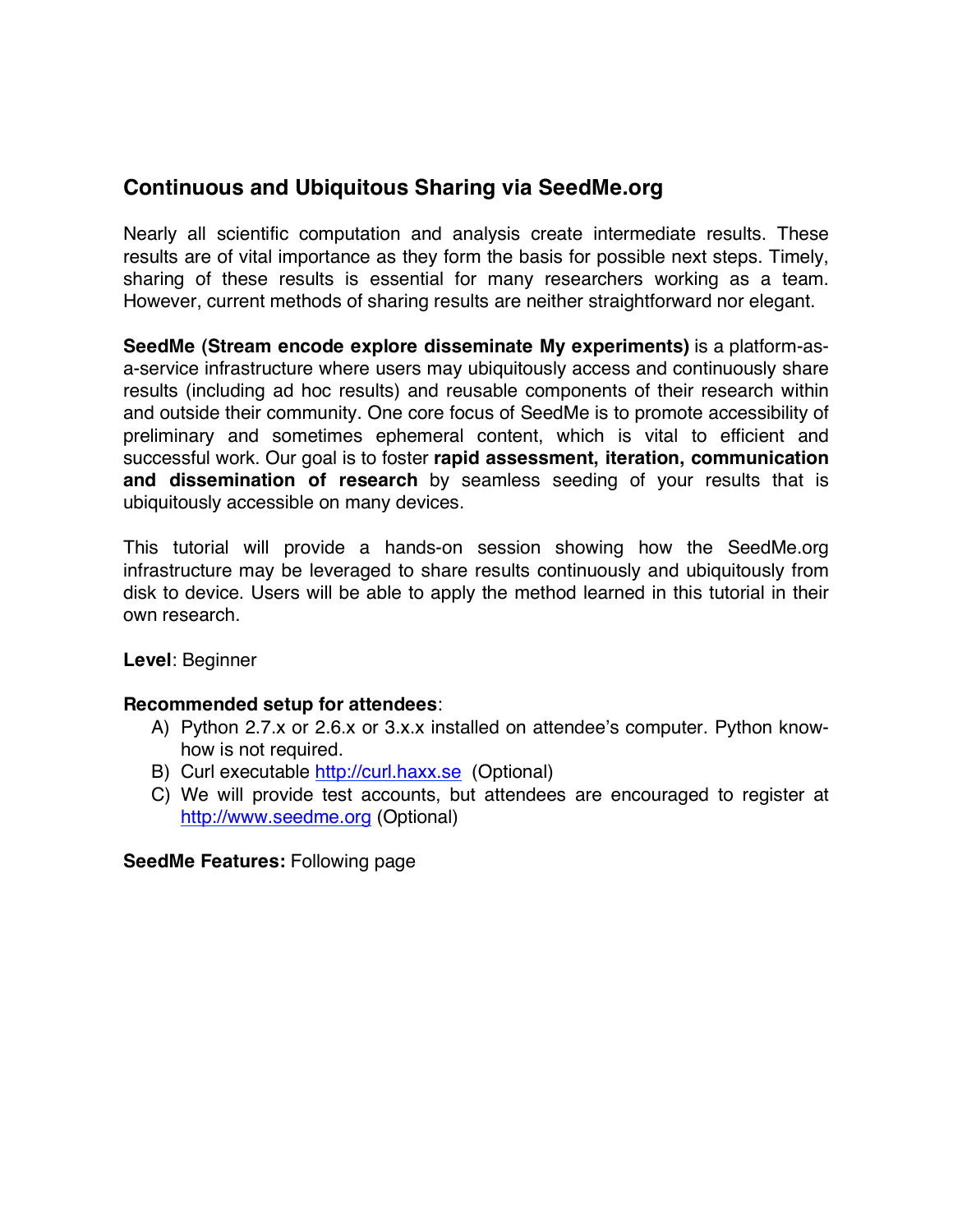## Continuous and Ubiquitous Sharing via SeedMe.org

Nearly all scientific computation and analysis create intermediate results. These results are of vital importance as they form the basis for possible next steps. Timely, sharing of these results is essential for many researchers working as a team. However, current methods of sharing results are neither straightforward nor elegant.

**SeedMe (Stream encode explore disseminate My experiments)** is a platform-as-a-service infrastructure where users may ubiquitously access and continuously share results (including ad hoc results) and reusable components of their research within and outside their community. One core focus of SeedMe is to promote accessibility of preliminary and sometimes ephemeral content, which is vital to efficient and successful work. Our goal is to foster **rapid assessment, iteration, communication and dissemination of research** by seamless seeding of your results that is ubiquitously accessible on many devices.

This tutorial will provide a hands-on session showing how the SeedMe.org infrastructure may be leveraged to share results continuously and ubiquitously from disk to device. Users will be able to apply the method learned in this tutorial in their own research.

**Level**: Beginner

**Recommended setup for attendees**:

A) Python 2.7.x or 2.6.x or 3.x.x installed on attendee's computer. Python know-how is not required.

B) Curl executable http://curl.haxx.se (Optional)

C) We will provide test accounts, but attendees are encouraged to register at http://www.seedme.org (Optional)

**SeedMe Features:** Following page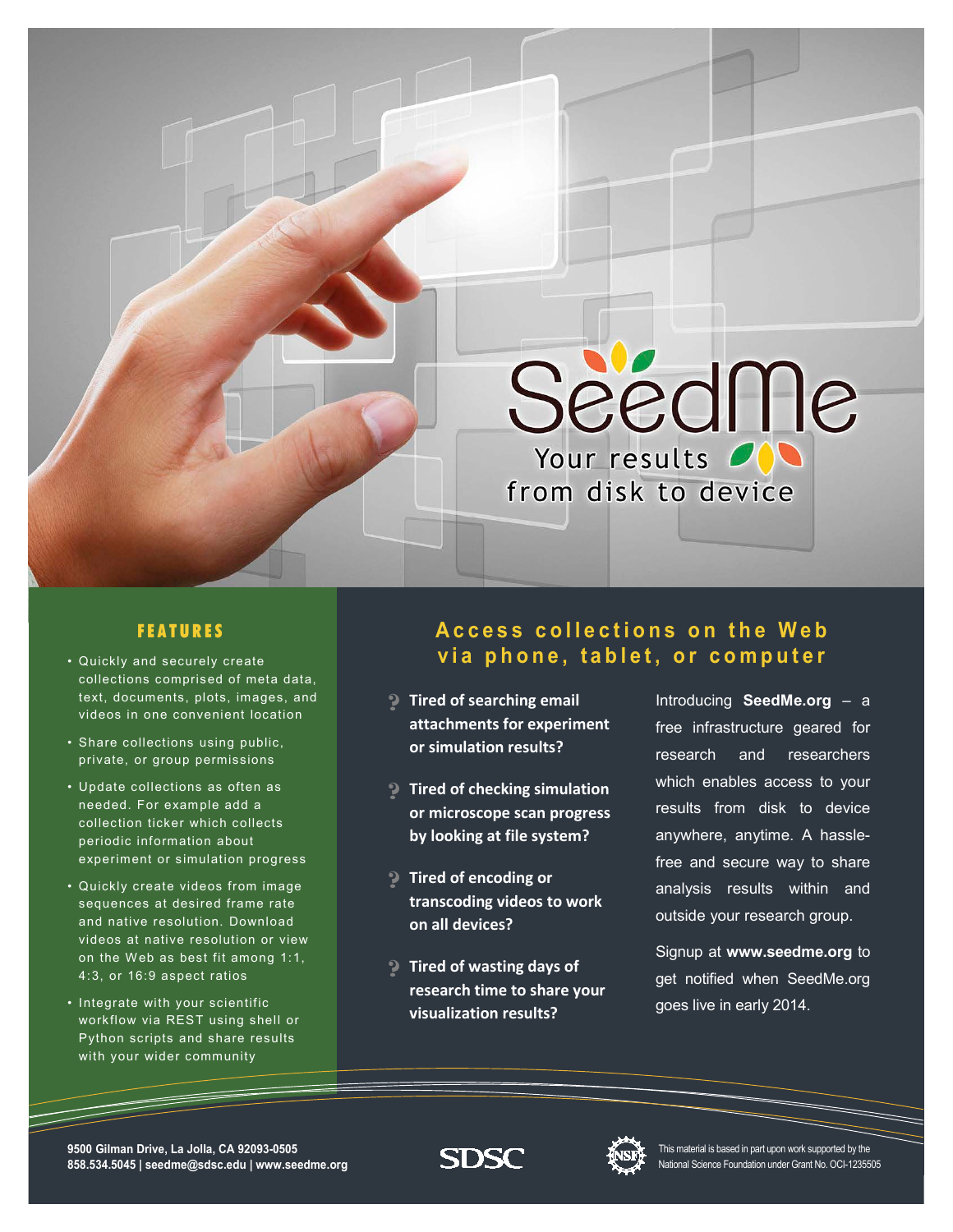# SeedMe

Your results from disk to device

## FEATURES

- Quickly and securely create collections comprised of meta data, text, documents, plots, images, and videos in one convenient location
- Share collections using public, private, or group permissions
- Update collections as often as needed. For example add a collection ticker which collects periodic information about experiment or simulation progress
- Quickly create videos from image sequences at desired frame rate and native resolution. Download videos at native resolution or view on the Web as best fit among 1:1, 4:3, or 16:9 aspect ratios
- Integrate with your scientific workflow via REST using shell or Python scripts and share results with your wider community

## Access collections on the Web via phone, tablet, or computer

- **Tired of searching email attachments for experiment or simulation results?**
- **Tired of checking simulation or microscope scan progress by looking at file system?**
- **Tired of encoding or transcoding videos to work on all devices?**
- **Tired of wasting days of research time to share your visualization results?**

Introducing **SeedMe.org** – a free infrastructure geared for research and researchers which enables access to your results from disk to device anywhere, anytime. A hassle-free and secure way to share analysis results within and outside your research group.

Signup at **www.seedme.org** to get notified when SeedMe.org goes live in early 2014.

**9500 Gilman Drive, La Jolla, CA 92093-0505**
**858.534.5045 | seedme@sdsc.edu | www.seedme.org**

SDSC

NSF

This material is based in part upon work supported by the National Science Foundation under Grant No. OCI-1235505